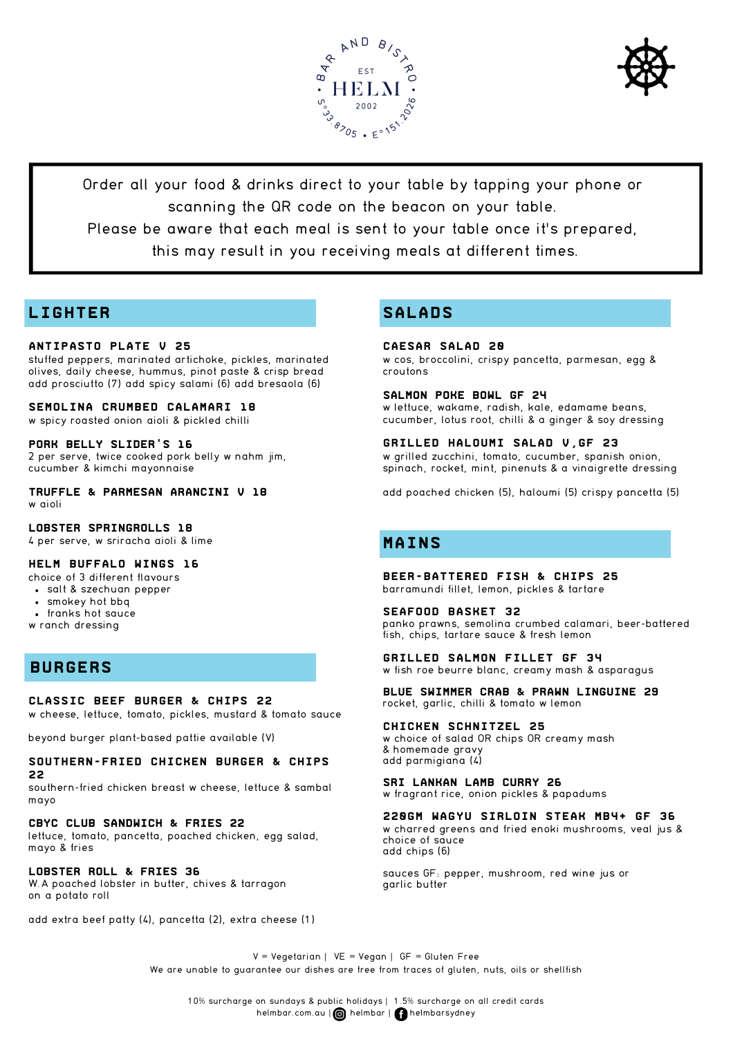BAR AND BISTRO

EST

# HELM

2002

S°33.8705 • E°151.2026

Order all your food & drinks direct to your table by tapping your phone or scanning the QR code on the beacon on your table.
Please be aware that each meal is sent to your table once it's prepared, this may result in you receiving meals at different times.

## LIGHTER

**ANTIPASTO PLATE V 25**
stuffed peppers, marinated artichoke, pickles, marinated olives, daily cheese, hummus, pinot paste & crisp bread
add prosciutto (7) add spicy salami (6) add bresaola (6)

**SEMOLINA CRUMBED CALAMARI 18**
w spicy roasted onion aioli & pickled chilli

**PORK BELLY SLIDER'S 16**
2 per serve, twice cooked pork belly w nahm jim, cucumber & kimchi mayonnaise

**TRUFFLE & PARMESAN ARANCINI V 18**
w aioli

**LOBSTER SPRINGROLLS 18**
4 per serve, w sriracha aioli & lime

**HELM BUFFALO WINGS 16**
choice of 3 different flavours
- salt & szechuan pepper
- smokey hot bbq
- franks hot sauce

w ranch dressing

## BURGERS

**CLASSIC BEEF BURGER & CHIPS 22**
w cheese, lettuce, tomato, pickles, mustard & tomato sauce

beyond burger plant-based pattie available (V)

**SOUTHERN-FRIED CHICKEN BURGER & CHIPS 22**
southern-fried chicken breast w cheese, lettuce & sambal mayo

**CBYC CLUB SANDWICH & FRIES 22**
lettuce, tomato, pancetta, poached chicken, egg salad, mayo & fries

**LOBSTER ROLL & FRIES 36**
W.A poached lobster in butter, chives & tarragon on a potato roll

add extra beef patty (4), pancetta (2), extra cheese (1)

## SALADS

**CAESAR SALAD 20**
w cos, broccolini, crispy pancetta, parmesan, egg & croutons

**SALMON POKE BOWL GF 24**
w lettuce, wakame, radish, kale, edamame beans, cucumber, lotus root, chilli & a ginger & soy dressing

**GRILLED HALOUMI SALAD V,GF 23**
w grilled zucchini, tomato, cucumber, spanish onion, spinach, rocket, mint, pinenuts & a vinaigrette dressing

add poached chicken (5), haloumi (5) crispy pancetta (5)

## MAINS

**BEER-BATTERED FISH & CHIPS 25**
barramundi fillet, lemon, pickles & tartare

**SEAFOOD BASKET 32**
panko prawns, semolina crumbed calamari, beer-battered fish, chips, tartare sauce & fresh lemon

**GRILLED SALMON FILLET GF 34**
w fish roe beurre blanc, creamy mash & asparagus

**BLUE SWIMMER CRAB & PRAWN LINGUINE 29**
rocket, garlic, chilli & tomato w lemon

**CHICKEN SCHNITZEL 25**
w choice of salad OR chips OR creamy mash & homemade gravy
add parmigiana (4)

**SRI LANKAN LAMB CURRY 26**
w fragrant rice, onion pickles & papadums

**220GM WAGYU SIRLOIN STEAK MB4+ GF 36**
w charred greens and fried enoki mushrooms, veal jus & choice of sauce
add chips (6)

sauces GF: pepper, mushroom, red wine jus or garlic butter

V = Vegetarian | VE = Vegan | GF = Gluten Free
We are unable to guarantee our dishes are free from traces of gluten, nuts, oils or shellfish

10% surcharge on sundays & public holidays | 1.5% surcharge on all credit cards
helmbar.com.au | helmbar | helmbarsydney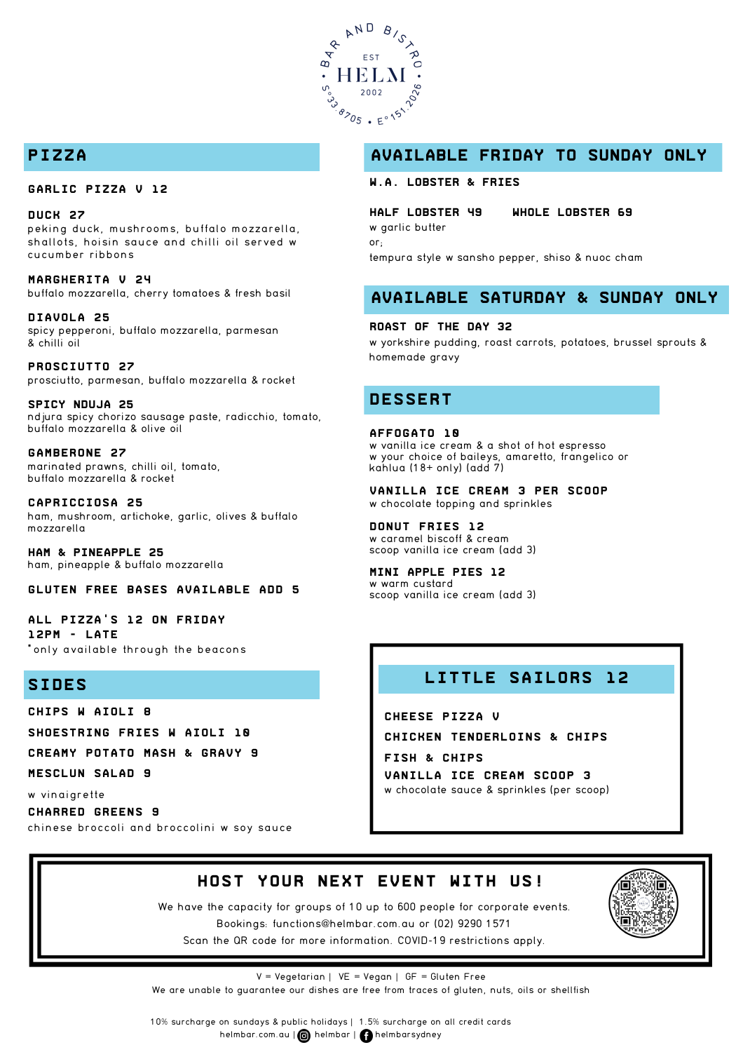BAR AND BISTRO

EST

HELM

2002

S°33.8705 • E°151.2026

## PIZZA

**GARLIC PIZZA V 12**

**DUCK 27**
peking duck, mushrooms, buffalo mozzarella, shallots, hoisin sauce and chilli oil served w cucumber ribbons

**MARGHERITA V 24**
buffalo mozzarella, cherry tomatoes & fresh basil

**DIAVOLA 25**
spicy pepperoni, buffalo mozzarella, parmesan & chilli oil

**PROSCIUTTO 27**
prosciutto, parmesan, buffalo mozzarella & rocket

**SPICY NDUJA 25**
ndjura spicy chorizo sausage paste, radicchio, tomato, buffalo mozzarella & olive oil

**GAMBERONE 27**
marinated prawns, chilli oil, tomato, buffalo mozzarella & rocket

**CAPRICCIOSA 25**
ham, mushroom, artichoke, garlic, olives & buffalo mozzarella

**HAM & PINEAPPLE 25**
ham, pineapple & buffalo mozzarella

**GLUTEN FREE BASES AVAILABLE ADD 5**

**ALL PIZZA'S 12 ON FRIDAY**
**12PM - LATE**
*only available through the beacons

## SIDES

**CHIPS W AIOLI 8**

**SHOESTRING FRIES W AIOLI 10**

**CREAMY POTATO MASH & GRAVY 9**

**MESCLUN SALAD 9**

w vinaigrette

**CHARRED GREENS 9**
chinese broccoli and broccolini w soy sauce

## AVAILABLE FRIDAY TO SUNDAY ONLY

**W.A. LOBSTER & FRIES**

**HALF LOBSTER 49** **WHOLE LOBSTER 69**
w garlic butter
or;
tempura style w sansho pepper, shiso & nuoc cham

## AVAILABLE SATURDAY & SUNDAY ONLY

**ROAST OF THE DAY 32**
w yorkshire pudding, roast carrots, potatoes, brussel sprouts & homemade gravy

## DESSERT

**AFFOGATO 10**
w vanilla ice cream & a shot of hot espresso
w your choice of baileys, amaretto, frangelico or kahlua (18+ only) (add 7)

**VANILLA ICE CREAM 3 PER SCOOP**
w chocolate topping and sprinkles

**DONUT FRIES 12**
w caramel biscoff & cream
scoop vanilla ice cream (add 3)

**MINI APPLE PIES 12**
w warm custard
scoop vanilla ice cream (add 3)

## LITTLE SAILORS 12

**CHEESE PIZZA V**

**CHICKEN TENDERLOINS & CHIPS**

**FISH & CHIPS**

**VANILLA ICE CREAM SCOOP 3**
w chocolate sauce & sprinkles (per scoop)

## HOST YOUR NEXT EVENT WITH US!

We have the capacity for groups of 10 up to 600 people for corporate events.
Bookings: functions@helmbar.com.au or (02) 9290 1571
Scan the QR code for more information. COVID-19 restrictions apply.

V = Vegetarian | VE = Vegan | GF = Gluten Free
We are unable to guarantee our dishes are free from traces of gluten, nuts, oils or shellfish

10% surcharge on sundays & public holidays | 1.5% surcharge on all credit cards
helmbar.com.au | helmbar | helmbarsydney